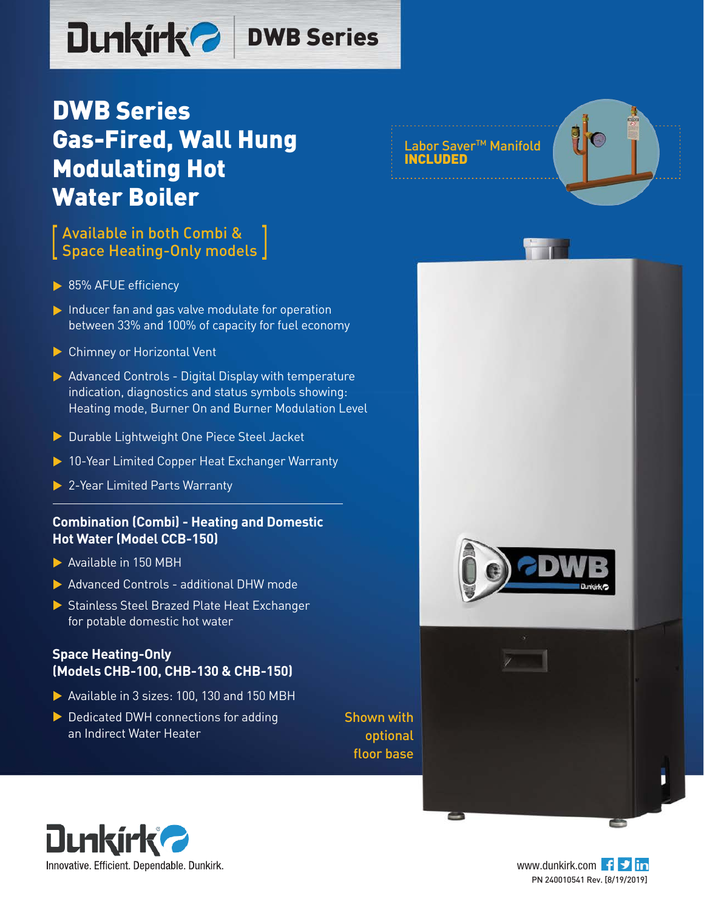Dunkirk | DWB Series

# DWB Series Gas-Fired, Wall Hung Modulating Hot Water Boiler

[ Available in both Combi & Space Heating-Only models ]

- 85% AFUE efficiency
- Inducer fan and gas valve modulate for operation between 33% and 100% of capacity for fuel economy
- Chimney or Horizontal Vent
- Advanced Controls - Digital Display with temperature indication, diagnostics and status symbols showing: Heating mode, Burner On and Burner Modulation Level
- Durable Lightweight One Piece Steel Jacket
- 10-Year Limited Copper Heat Exchanger Warranty
- 2-Year Limited Parts Warranty

Labor Saver™ Manifold **INCLUDED**

## Combination (Combi) - Heating and Domestic Hot Water (Model CCB-150)

- Available in 150 MBH
- Advanced Controls - additional DHW mode
- Stainless Steel Brazed Plate Heat Exchanger for potable domestic hot water

## Space Heating-Only (Models CHB-100, CHB-130 & CHB-150)

- Available in 3 sizes: 100, 130 and 150 MBH
- Dedicated DWH connections for adding an Indirect Water Heater

Shown with optional floor base

Dunkirk
Innovative. Efficient. Dependable. Dunkirk.

www.dunkirk.com

PN 240010541 Rev. [8/19/2019]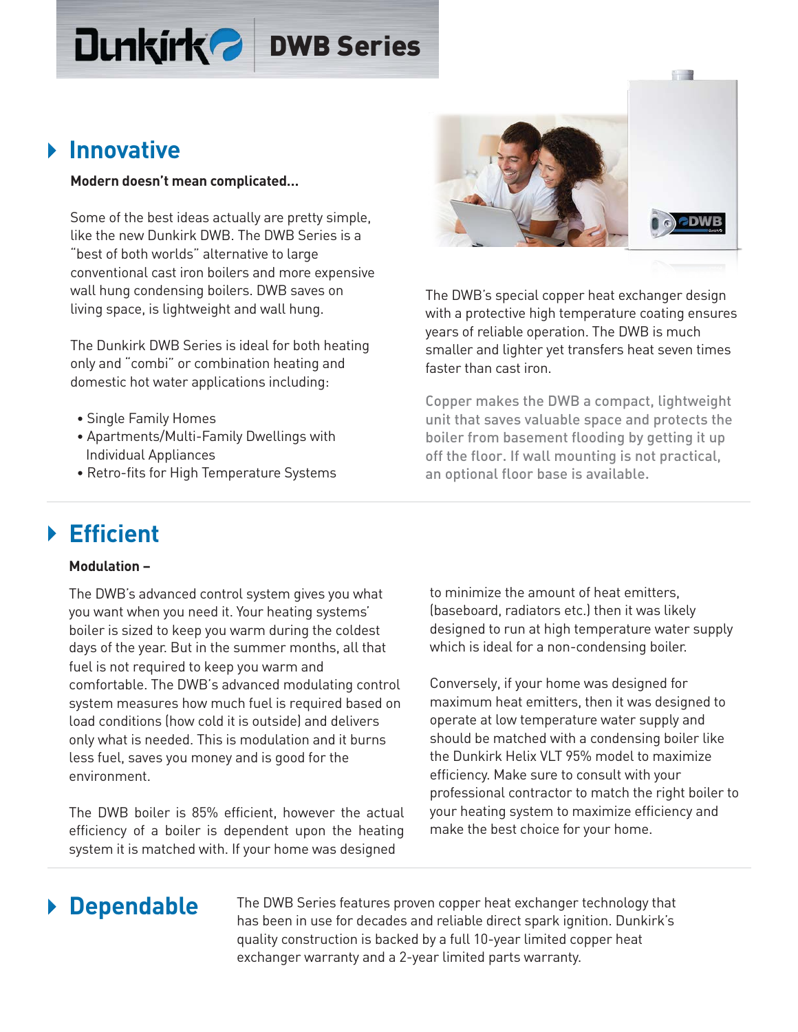# Dunkirk DWB Series

## Innovative

**Modern doesn't mean complicated...**

Some of the best ideas actually are pretty simple, like the new Dunkirk DWB. The DWB Series is a "best of both worlds" alternative to large conventional cast iron boilers and more expensive wall hung condensing boilers. DWB saves on living space, is lightweight and wall hung.

The Dunkirk DWB Series is ideal for both heating only and "combi" or combination heating and domestic hot water applications including:

- Single Family Homes
- Apartments/Multi-Family Dwellings with Individual Appliances
- Retro-fits for High Temperature Systems

The DWB's special copper heat exchanger design with a protective high temperature coating ensures years of reliable operation. The DWB is much smaller and lighter yet transfers heat seven times faster than cast iron.

Copper makes the DWB a compact, lightweight unit that saves valuable space and protects the boiler from basement flooding by getting it up off the floor. If wall mounting is not practical, an optional floor base is available.

## Efficient

**Modulation –**

The DWB's advanced control system gives you what you want when you need it. Your heating systems' boiler is sized to keep you warm during the coldest days of the year. But in the summer months, all that fuel is not required to keep you warm and comfortable. The DWB's advanced modulating control system measures how much fuel is required based on load conditions (how cold it is outside) and delivers only what is needed. This is modulation and it burns less fuel, saves you money and is good for the environment.

The DWB boiler is 85% efficient, however the actual efficiency of a boiler is dependent upon the heating system it is matched with. If your home was designed to minimize the amount of heat emitters, (baseboard, radiators etc.) then it was likely designed to run at high temperature water supply which is ideal for a non-condensing boiler.

Conversely, if your home was designed for maximum heat emitters, then it was designed to operate at low temperature water supply and should be matched with a condensing boiler like the Dunkirk Helix VLT 95% model to maximize efficiency. Make sure to consult with your professional contractor to match the right boiler to your heating system to maximize efficiency and make the best choice for your home.

## Dependable

The DWB Series features proven copper heat exchanger technology that has been in use for decades and reliable direct spark ignition. Dunkirk's quality construction is backed by a full 10-year limited copper heat exchanger warranty and a 2-year limited parts warranty.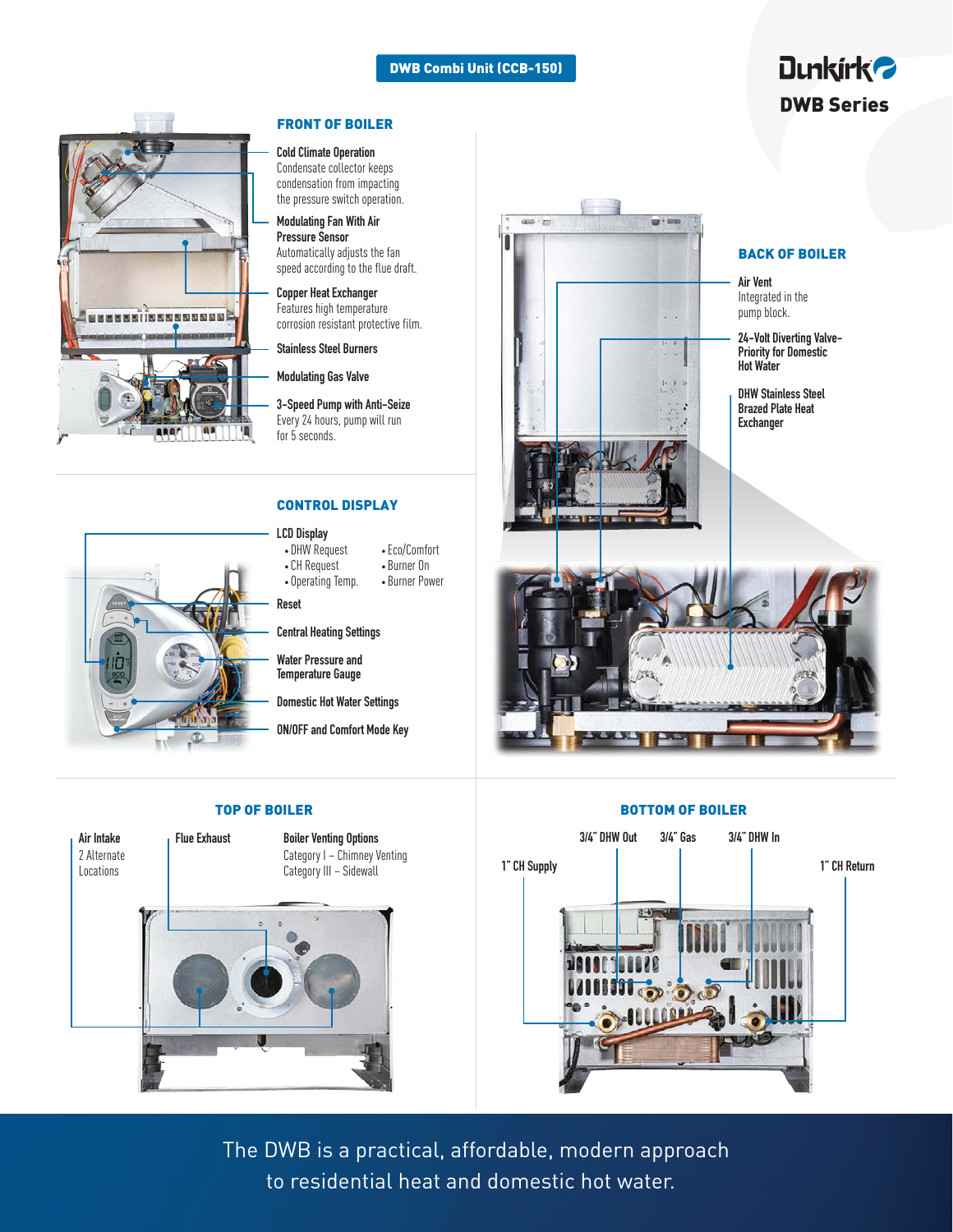**DWB Combi Unit (CCB-150)**

## Dunkirk DWB Series

### FRONT OF BOILER

**Cold Climate Operation**
Condensate collector keeps condensation from impacting the pressure switch operation.

**Modulating Fan With Air Pressure Sensor**
Automatically adjusts the fan speed according to the flue draft.

**Copper Heat Exchanger**
Features high temperature corrosion resistant protective film.

**Stainless Steel Burners**

**Modulating Gas Valve**

**3-Speed Pump with Anti-Seize**
Every 24 hours, pump will run for 5 seconds.

### CONTROL DISPLAY

**LCD Display**

- DHW Request
- CH Request
- Operating Temp.
- Eco/Comfort
- Burner On
- Burner Power

**Reset**

**Central Heating Settings**

**Water Pressure and Temperature Gauge**

**Domestic Hot Water Settings**

**ON/OFF and Comfort Mode Key**

### BACK OF BOILER

**Air Vent**
Integrated in the pump block.

**24-Volt Diverting Valve-Priority for Domestic Hot Water**

**DHW Stainless Steel Brazed Plate Heat Exchanger**

### TOP OF BOILER

**Air Intake**
2 Alternate Locations

**Flue Exhaust**

**Boiler Venting Options**
Category I – Chimney Venting
Category III – Sidewall

### BOTTOM OF BOILER

**1" CH Supply**

**3/4" DHW Out**

**3/4" Gas**

**3/4" DHW In**

**1" CH Return**

The DWB is a practical, affordable, modern approach to residential heat and domestic hot water.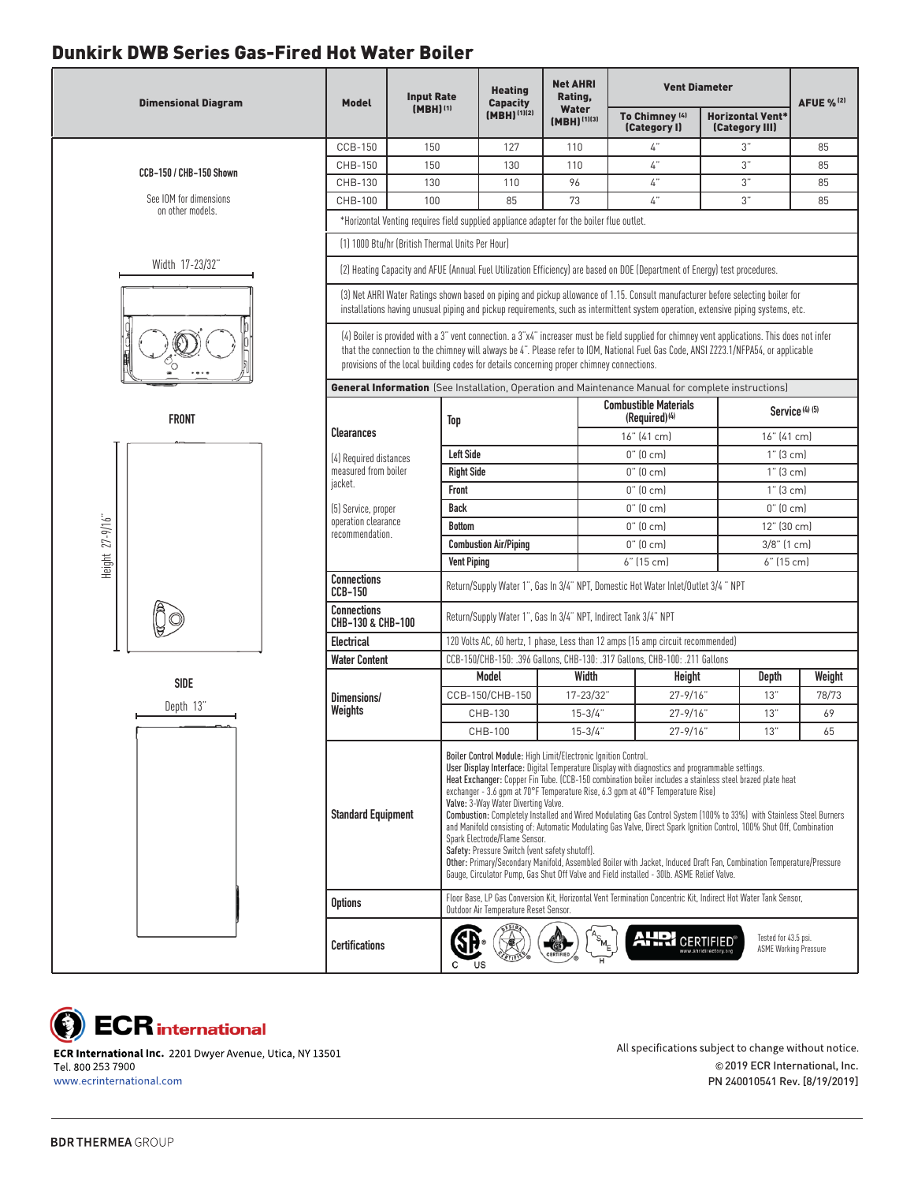# Dunkirk DWB Series Gas-Fired Hot Water Boiler

| Model | Input Rate (MBH)(1) | Heating Capacity (MBH)(1)(2) | Net AHRI Rating, Water (MBH)(1)(3) | Vent Diameter To Chimney(4) (Category I) | Vent Diameter Horizontal Vent* (Category III) | AFUE %(2) |
|---|---|---|---|---|---|---|
| CCB-150 | 150 | 127 | 110 | 4" | 3" | 85 |
| CHB-150 | 150 | 130 | 110 | 4" | 3" | 85 |
| CHB-130 | 130 | 110 | 96 | 4" | 3" | 85 |
| CHB-100 | 100 | 85 | 73 | 4" | 3" | 85 |

*Horizontal Venting requires field supplied appliance adapter for the boiler flue outlet.

(1) 1000 Btu/hr (British Thermal Units Per Hour)

(2) Heating Capacity and AFUE (Annual Fuel Utilization Efficiency) are based on DOE (Department of Energy) test procedures.

(3) Net AHRI Water Ratings shown based on piping and pickup allowance of 1.15. Consult manufacturer before selecting boiler for installations having unusual piping and pickup requirements, such as intermittent system operation, extensive piping systems, etc.

(4) Boiler is provided with a 3" vent connection. a 3"x4" increaser must be field supplied for chimney vent applications. This does not infer that the connection to the chimney will always be 4". Please refer to IOM, National Fuel Gas Code, ANSI Z223.1/NFPA54, or applicable provisions of the local building codes for details concerning proper chimney connections.

**Dimensional Diagram**

CCB-150 / CHB-150 Shown

See IOM for dimensions on other models.

Width 17-23/32"

FRONT

Height 27-9/16"

SIDE

Depth 13"

**General Information** (See Installation, Operation and Maintenance Manual for complete instructions)

**Clearances**

(4) Required distances measured from boiler jacket.

(5) Service, proper operation clearance recommendation.

| | Combustible Materials (Required)(4) | Service(4)(5) |
|---|---|---|
| Top | 16" (41 cm) | 16" (41 cm) |
| Left Side | 0" (0 cm) | 1" (3 cm) |
| Right Side | 0" (0 cm) | 1" (3 cm) |
| Front | 0" (0 cm) | 1" (3 cm) |
| Back | 0" (0 cm) | 0" (0 cm) |
| Bottom | 0" (0 cm) | 12" (30 cm) |
| Combustion Air/Piping | 0" (0 cm) | 3/8" (1 cm) |
| Vent Piping | 6" (15 cm) | 6" (15 cm) |

**Connections CCB-150:** Return/Supply Water 1", Gas In 3/4" NPT, Domestic Hot Water Inlet/Outlet 3/4 " NPT

**Connections CHB-130 & CHB-100:** Return/Supply Water 1", Gas In 3/4" NPT, Indirect Tank 3/4" NPT

**Electrical:** 120 Volts AC, 60 hertz, 1 phase, Less than 12 amps (15 amp circuit recommended)

**Water Content:** CCB-150/CHB-150: .396 Gallons, CHB-130: .317 Gallons, CHB-100: .211 Gallons

**Dimensions/ Weights**

| Model | Width | Height | Depth | Weight |
|---|---|---|---|---|
| CCB-150/CHB-150 | 17-23/32" | 27-9/16" | 13" | 78/73 |
| CHB-130 | 15-3/4" | 27-9/16" | 13" | 69 |
| CHB-100 | 15-3/4" | 27-9/16" | 13" | 65 |

**Standard Equipment**

**Boiler Control Module:** High Limit/Electronic Ignition Control.
**User Display Interface:** Digital Temperature Display with diagnostics and programmable settings.
**Heat Exchanger:** Copper Fin Tube. (CCB-150 combination boiler includes a stainless steel brazed plate heat exchanger - 3.6 gpm at 70°F Temperature Rise, 6.3 gpm at 40°F Temperature Rise)
**Valve:** 3-Way Water Diverting Valve.
**Combustion:** Completely Installed and Wired Modulating Gas Control System (100% to 33%) with Stainless Steel Burners and Manifold consisting of: Automatic Modulating Gas Valve, Direct Spark Ignition Control, 100% Shut Off, Combination Spark Electrode/Flame Sensor.
**Safety:** Pressure Switch (vent safety shutoff).
**Other:** Primary/Secondary Manifold, Assembled Boiler with Jacket, Induced Draft Fan, Combination Temperature/Pressure Gauge, Circulator Pump, Gas Shut Off Valve and Field installed - 30lb. ASME Relief Valve.

**Options:** Floor Base, LP Gas Conversion Kit, Horizontal Vent Termination Concentric Kit, Indirect Hot Water Tank Sensor, Outdoor Air Temperature Reset Sensor.

**Certifications:** CSA C US, AHRI CERTIFIED www.ahridirectory.org, ASME H. Tested for 43.5 psi. ASME Working Pressure

**ECR International Inc.** 2201 Dwyer Avenue, Utica, NY 13501
Tel. 800 253 7900
www.ecrinternational.com

All specifications subject to change without notice.
© 2019 ECR International, Inc.
PN 240010541 Rev. [8/19/2019]

BDR THERMEA GROUP